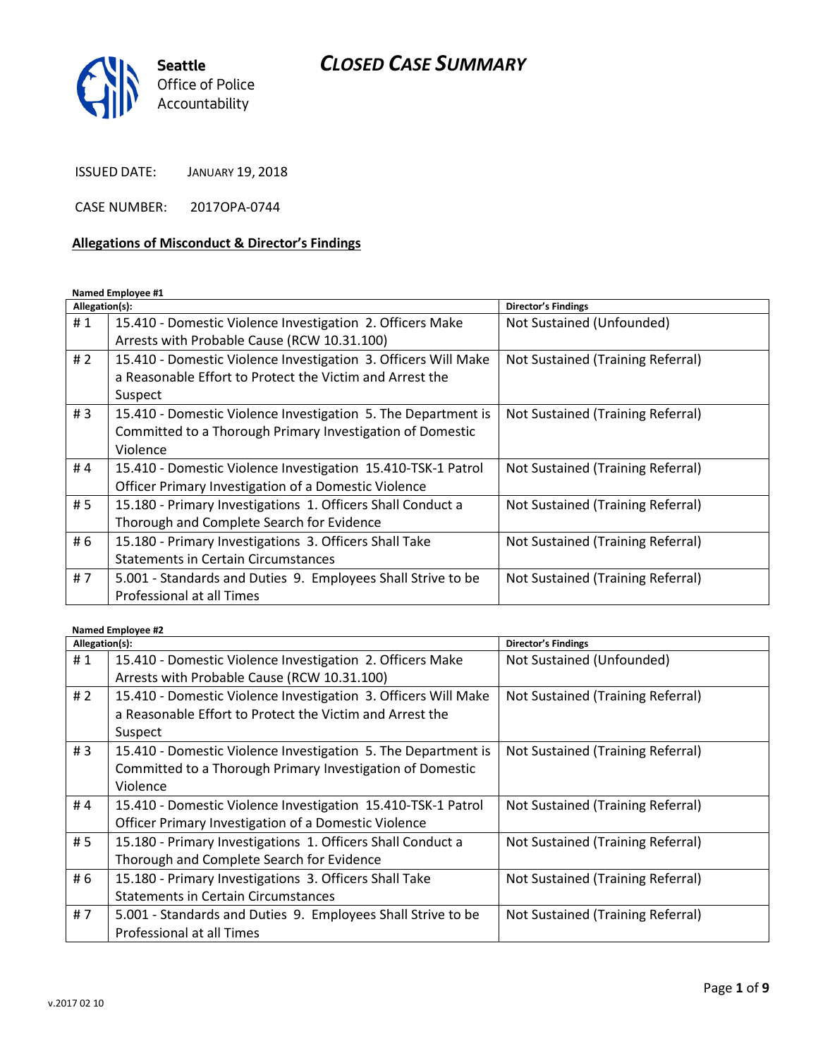Seattle Office of Police Accountability

# CLOSED CASE SUMMARY

ISSUED DATE: JANUARY 19, 2018

CASE NUMBER: 2017OPA-0744

## Allegations of Misconduct & Director's Findings

**Named Employee #1**

| Allegation(s): | | Director's Findings |
|---|---|---|
| # 1 | 15.410 - Domestic Violence Investigation 2. Officers Make Arrests with Probable Cause (RCW 10.31.100) | Not Sustained (Unfounded) |
| # 2 | 15.410 - Domestic Violence Investigation 3. Officers Will Make a Reasonable Effort to Protect the Victim and Arrest the Suspect | Not Sustained (Training Referral) |
| # 3 | 15.410 - Domestic Violence Investigation 5. The Department is Committed to a Thorough Primary Investigation of Domestic Violence | Not Sustained (Training Referral) |
| # 4 | 15.410 - Domestic Violence Investigation 15.410-TSK-1 Patrol Officer Primary Investigation of a Domestic Violence | Not Sustained (Training Referral) |
| # 5 | 15.180 - Primary Investigations 1. Officers Shall Conduct a Thorough and Complete Search for Evidence | Not Sustained (Training Referral) |
| # 6 | 15.180 - Primary Investigations 3. Officers Shall Take Statements in Certain Circumstances | Not Sustained (Training Referral) |
| # 7 | 5.001 - Standards and Duties 9. Employees Shall Strive to be Professional at all Times | Not Sustained (Training Referral) |

**Named Employee #2**

| Allegation(s): | | Director's Findings |
|---|---|---|
| # 1 | 15.410 - Domestic Violence Investigation 2. Officers Make Arrests with Probable Cause (RCW 10.31.100) | Not Sustained (Unfounded) |
| # 2 | 15.410 - Domestic Violence Investigation 3. Officers Will Make a Reasonable Effort to Protect the Victim and Arrest the Suspect | Not Sustained (Training Referral) |
| # 3 | 15.410 - Domestic Violence Investigation 5. The Department is Committed to a Thorough Primary Investigation of Domestic Violence | Not Sustained (Training Referral) |
| # 4 | 15.410 - Domestic Violence Investigation 15.410-TSK-1 Patrol Officer Primary Investigation of a Domestic Violence | Not Sustained (Training Referral) |
| # 5 | 15.180 - Primary Investigations 1. Officers Shall Conduct a Thorough and Complete Search for Evidence | Not Sustained (Training Referral) |
| # 6 | 15.180 - Primary Investigations 3. Officers Shall Take Statements in Certain Circumstances | Not Sustained (Training Referral) |
| # 7 | 5.001 - Standards and Duties 9. Employees Shall Strive to be Professional at all Times | Not Sustained (Training Referral) |

v.2017 02 10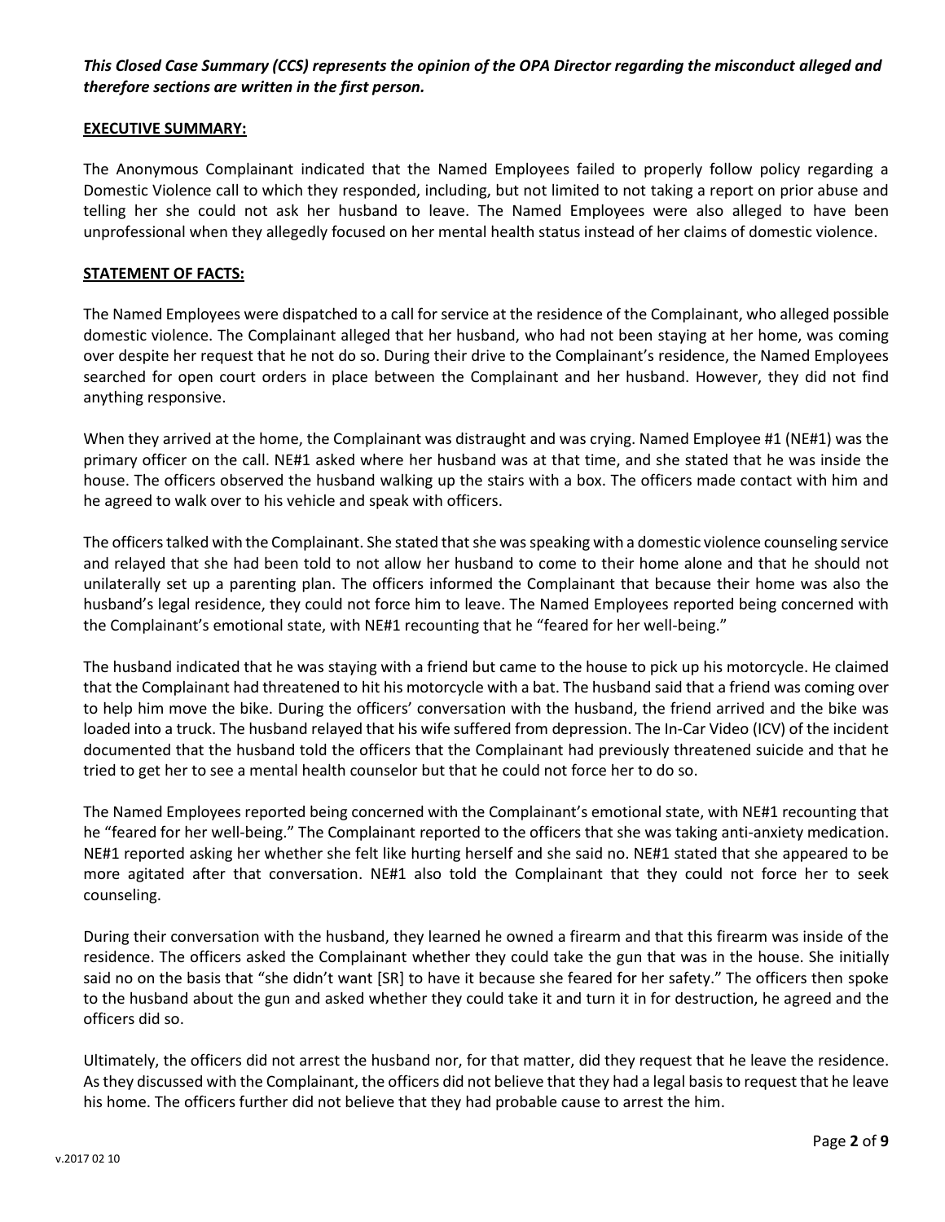***This Closed Case Summary (CCS) represents the opinion of the OPA Director regarding the misconduct alleged and therefore sections are written in the first person.***

**EXECUTIVE SUMMARY:**

The Anonymous Complainant indicated that the Named Employees failed to properly follow policy regarding a Domestic Violence call to which they responded, including, but not limited to not taking a report on prior abuse and telling her she could not ask her husband to leave. The Named Employees were also alleged to have been unprofessional when they allegedly focused on her mental health status instead of her claims of domestic violence.

**STATEMENT OF FACTS:**

The Named Employees were dispatched to a call for service at the residence of the Complainant, who alleged possible domestic violence. The Complainant alleged that her husband, who had not been staying at her home, was coming over despite her request that he not do so. During their drive to the Complainant's residence, the Named Employees searched for open court orders in place between the Complainant and her husband. However, they did not find anything responsive.

When they arrived at the home, the Complainant was distraught and was crying. Named Employee #1 (NE#1) was the primary officer on the call. NE#1 asked where her husband was at that time, and she stated that he was inside the house. The officers observed the husband walking up the stairs with a box. The officers made contact with him and he agreed to walk over to his vehicle and speak with officers.

The officers talked with the Complainant. She stated that she was speaking with a domestic violence counseling service and relayed that she had been told to not allow her husband to come to their home alone and that he should not unilaterally set up a parenting plan. The officers informed the Complainant that because their home was also the husband's legal residence, they could not force him to leave. The Named Employees reported being concerned with the Complainant's emotional state, with NE#1 recounting that he "feared for her well-being."

The husband indicated that he was staying with a friend but came to the house to pick up his motorcycle. He claimed that the Complainant had threatened to hit his motorcycle with a bat. The husband said that a friend was coming over to help him move the bike. During the officers' conversation with the husband, the friend arrived and the bike was loaded into a truck. The husband relayed that his wife suffered from depression. The In-Car Video (ICV) of the incident documented that the husband told the officers that the Complainant had previously threatened suicide and that he tried to get her to see a mental health counselor but that he could not force her to do so.

The Named Employees reported being concerned with the Complainant's emotional state, with NE#1 recounting that he "feared for her well-being." The Complainant reported to the officers that she was taking anti-anxiety medication. NE#1 reported asking her whether she felt like hurting herself and she said no. NE#1 stated that she appeared to be more agitated after that conversation. NE#1 also told the Complainant that they could not force her to seek counseling.

During their conversation with the husband, they learned he owned a firearm and that this firearm was inside of the residence. The officers asked the Complainant whether they could take the gun that was in the house. She initially said no on the basis that "she didn't want [SR] to have it because she feared for her safety." The officers then spoke to the husband about the gun and asked whether they could take it and turn it in for destruction, he agreed and the officers did so.

Ultimately, the officers did not arrest the husband nor, for that matter, did they request that he leave the residence. As they discussed with the Complainant, the officers did not believe that they had a legal basis to request that he leave his home. The officers further did not believe that they had probable cause to arrest the him.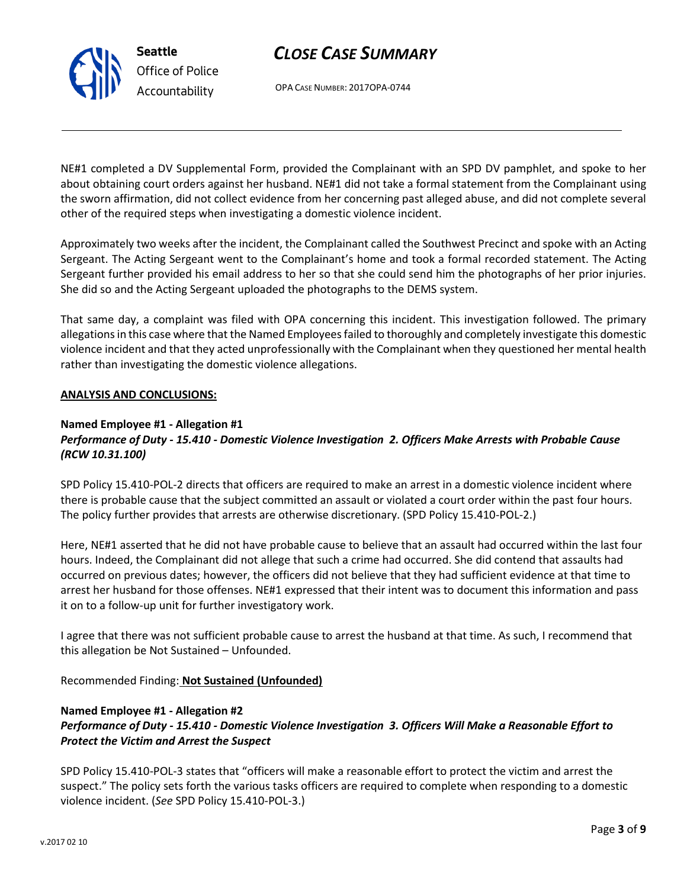NE#1 completed a DV Supplemental Form, provided the Complainant with an SPD DV pamphlet, and spoke to her about obtaining court orders against her husband. NE#1 did not take a formal statement from the Complainant using the sworn affirmation, did not collect evidence from her concerning past alleged abuse, and did not complete several other of the required steps when investigating a domestic violence incident.

Approximately two weeks after the incident, the Complainant called the Southwest Precinct and spoke with an Acting Sergeant. The Acting Sergeant went to the Complainant's home and took a formal recorded statement. The Acting Sergeant further provided his email address to her so that she could send him the photographs of her prior injuries. She did so and the Acting Sergeant uploaded the photographs to the DEMS system.

That same day, a complaint was filed with OPA concerning this incident. This investigation followed. The primary allegations in this case where that the Named Employees failed to thoroughly and completely investigate this domestic violence incident and that they acted unprofessionally with the Complainant when they questioned her mental health rather than investigating the domestic violence allegations.

**ANALYSIS AND CONCLUSIONS:**

**Named Employee #1 - Allegation #1**
***Performance of Duty - 15.410 - Domestic Violence Investigation 2. Officers Make Arrests with Probable Cause (RCW 10.31.100)***

SPD Policy 15.410-POL-2 directs that officers are required to make an arrest in a domestic violence incident where there is probable cause that the subject committed an assault or violated a court order within the past four hours. The policy further provides that arrests are otherwise discretionary. (SPD Policy 15.410-POL-2.)

Here, NE#1 asserted that he did not have probable cause to believe that an assault had occurred within the last four hours. Indeed, the Complainant did not allege that such a crime had occurred. She did contend that assaults had occurred on previous dates; however, the officers did not believe that they had sufficient evidence at that time to arrest her husband for those offenses. NE#1 expressed that their intent was to document this information and pass it on to a follow-up unit for further investigatory work.

I agree that there was not sufficient probable cause to arrest the husband at that time. As such, I recommend that this allegation be Not Sustained – Unfounded.

Recommended Finding: **Not Sustained (Unfounded)**

**Named Employee #1 - Allegation #2**
***Performance of Duty - 15.410 - Domestic Violence Investigation 3. Officers Will Make a Reasonable Effort to Protect the Victim and Arrest the Suspect***

SPD Policy 15.410-POL-3 states that "officers will make a reasonable effort to protect the victim and arrest the suspect." The policy sets forth the various tasks officers are required to complete when responding to a domestic violence incident. (*See* SPD Policy 15.410-POL-3.)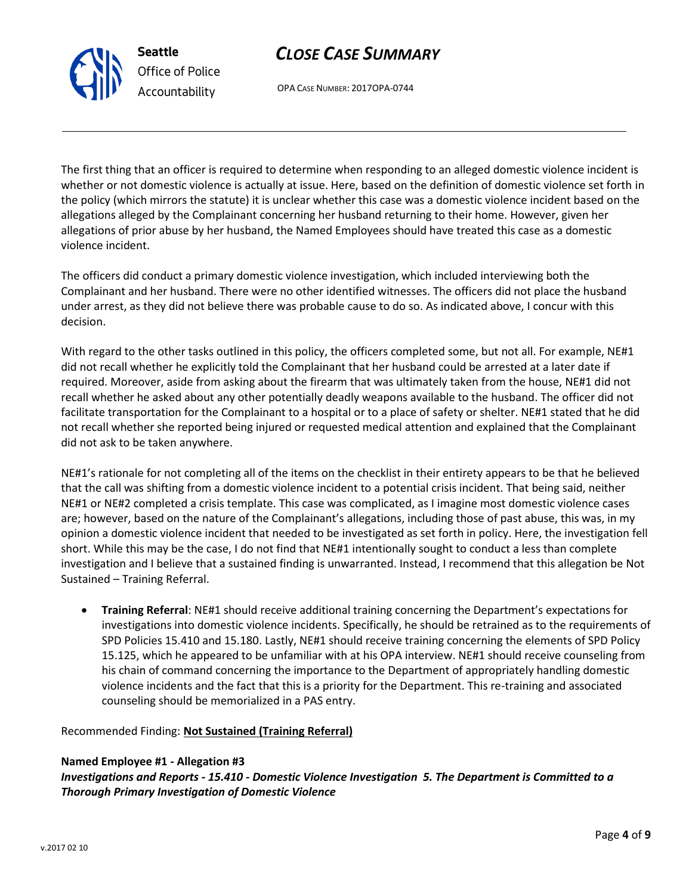The first thing that an officer is required to determine when responding to an alleged domestic violence incident is whether or not domestic violence is actually at issue. Here, based on the definition of domestic violence set forth in the policy (which mirrors the statute) it is unclear whether this case was a domestic violence incident based on the allegations alleged by the Complainant concerning her husband returning to their home. However, given her allegations of prior abuse by her husband, the Named Employees should have treated this case as a domestic violence incident.

The officers did conduct a primary domestic violence investigation, which included interviewing both the Complainant and her husband. There were no other identified witnesses. The officers did not place the husband under arrest, as they did not believe there was probable cause to do so. As indicated above, I concur with this decision.

With regard to the other tasks outlined in this policy, the officers completed some, but not all. For example, NE#1 did not recall whether he explicitly told the Complainant that her husband could be arrested at a later date if required. Moreover, aside from asking about the firearm that was ultimately taken from the house, NE#1 did not recall whether he asked about any other potentially deadly weapons available to the husband. The officer did not facilitate transportation for the Complainant to a hospital or to a place of safety or shelter. NE#1 stated that he did not recall whether she reported being injured or requested medical attention and explained that the Complainant did not ask to be taken anywhere.

NE#1's rationale for not completing all of the items on the checklist in their entirety appears to be that he believed that the call was shifting from a domestic violence incident to a potential crisis incident. That being said, neither NE#1 or NE#2 completed a crisis template. This case was complicated, as I imagine most domestic violence cases are; however, based on the nature of the Complainant's allegations, including those of past abuse, this was, in my opinion a domestic violence incident that needed to be investigated as set forth in policy. Here, the investigation fell short. While this may be the case, I do not find that NE#1 intentionally sought to conduct a less than complete investigation and I believe that a sustained finding is unwarranted. Instead, I recommend that this allegation be Not Sustained – Training Referral.

- **Training Referral**: NE#1 should receive additional training concerning the Department's expectations for investigations into domestic violence incidents. Specifically, he should be retrained as to the requirements of SPD Policies 15.410 and 15.180. Lastly, NE#1 should receive training concerning the elements of SPD Policy 15.125, which he appeared to be unfamiliar with at his OPA interview. NE#1 should receive counseling from his chain of command concerning the importance to the Department of appropriately handling domestic violence incidents and the fact that this is a priority for the Department. This re-training and associated counseling should be memorialized in a PAS entry.

Recommended Finding: **Not Sustained (Training Referral)**

**Named Employee #1 - Allegation #3**
***Investigations and Reports - 15.410 - Domestic Violence Investigation 5. The Department is Committed to a Thorough Primary Investigation of Domestic Violence***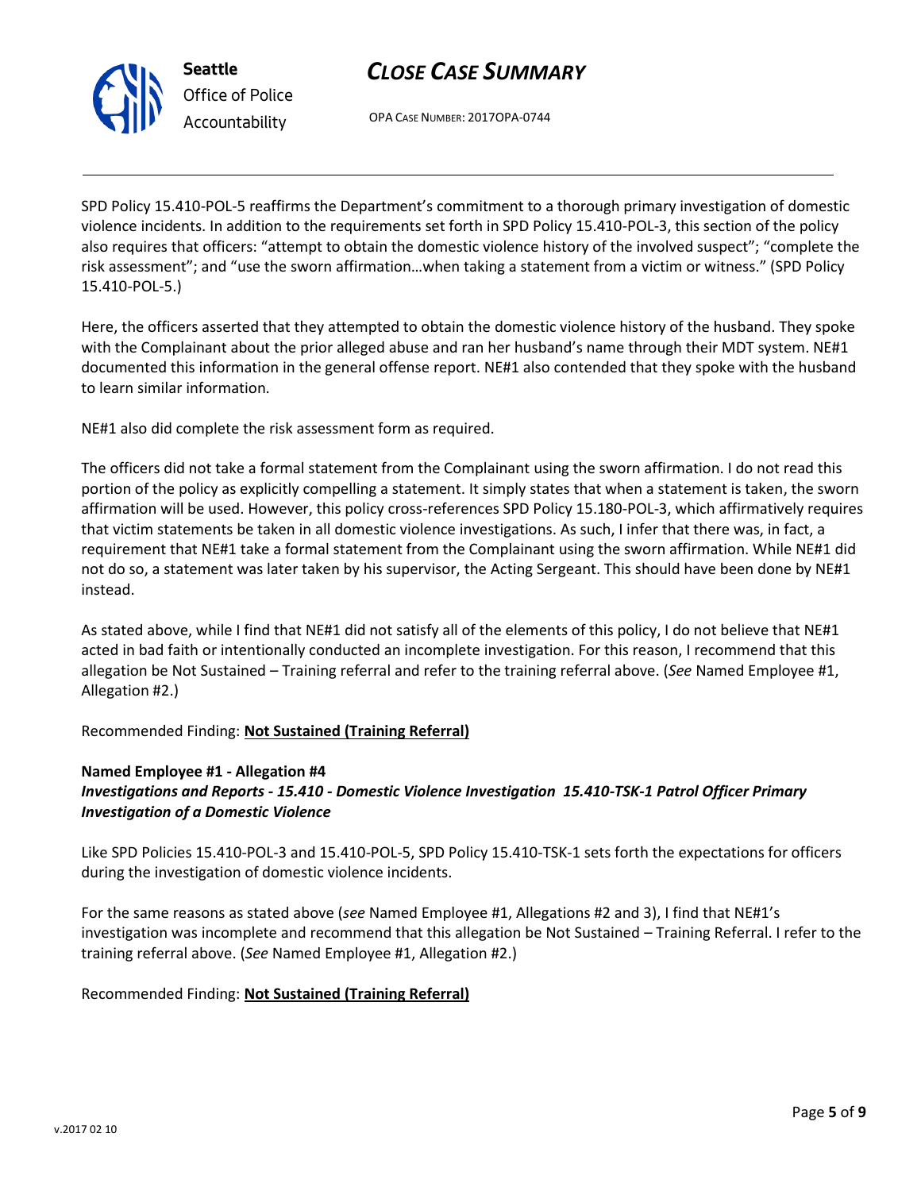SPD Policy 15.410-POL-5 reaffirms the Department's commitment to a thorough primary investigation of domestic violence incidents. In addition to the requirements set forth in SPD Policy 15.410-POL-3, this section of the policy also requires that officers: "attempt to obtain the domestic violence history of the involved suspect"; "complete the risk assessment"; and "use the sworn affirmation…when taking a statement from a victim or witness." (SPD Policy 15.410-POL-5.)

Here, the officers asserted that they attempted to obtain the domestic violence history of the husband. They spoke with the Complainant about the prior alleged abuse and ran her husband's name through their MDT system. NE#1 documented this information in the general offense report. NE#1 also contended that they spoke with the husband to learn similar information.

NE#1 also did complete the risk assessment form as required.

The officers did not take a formal statement from the Complainant using the sworn affirmation. I do not read this portion of the policy as explicitly compelling a statement. It simply states that when a statement is taken, the sworn affirmation will be used. However, this policy cross-references SPD Policy 15.180-POL-3, which affirmatively requires that victim statements be taken in all domestic violence investigations. As such, I infer that there was, in fact, a requirement that NE#1 take a formal statement from the Complainant using the sworn affirmation. While NE#1 did not do so, a statement was later taken by his supervisor, the Acting Sergeant. This should have been done by NE#1 instead.

As stated above, while I find that NE#1 did not satisfy all of the elements of this policy, I do not believe that NE#1 acted in bad faith or intentionally conducted an incomplete investigation. For this reason, I recommend that this allegation be Not Sustained – Training referral and refer to the training referral above. (*See* Named Employee #1, Allegation #2.)

Recommended Finding: **Not Sustained (Training Referral)**

**Named Employee #1 - Allegation #4**
***Investigations and Reports - 15.410 - Domestic Violence Investigation 15.410-TSK-1 Patrol Officer Primary Investigation of a Domestic Violence***

Like SPD Policies 15.410-POL-3 and 15.410-POL-5, SPD Policy 15.410-TSK-1 sets forth the expectations for officers during the investigation of domestic violence incidents.

For the same reasons as stated above (*see* Named Employee #1, Allegations #2 and 3), I find that NE#1's investigation was incomplete and recommend that this allegation be Not Sustained – Training Referral. I refer to the training referral above. (*See* Named Employee #1, Allegation #2.)

Recommended Finding: **Not Sustained (Training Referral)**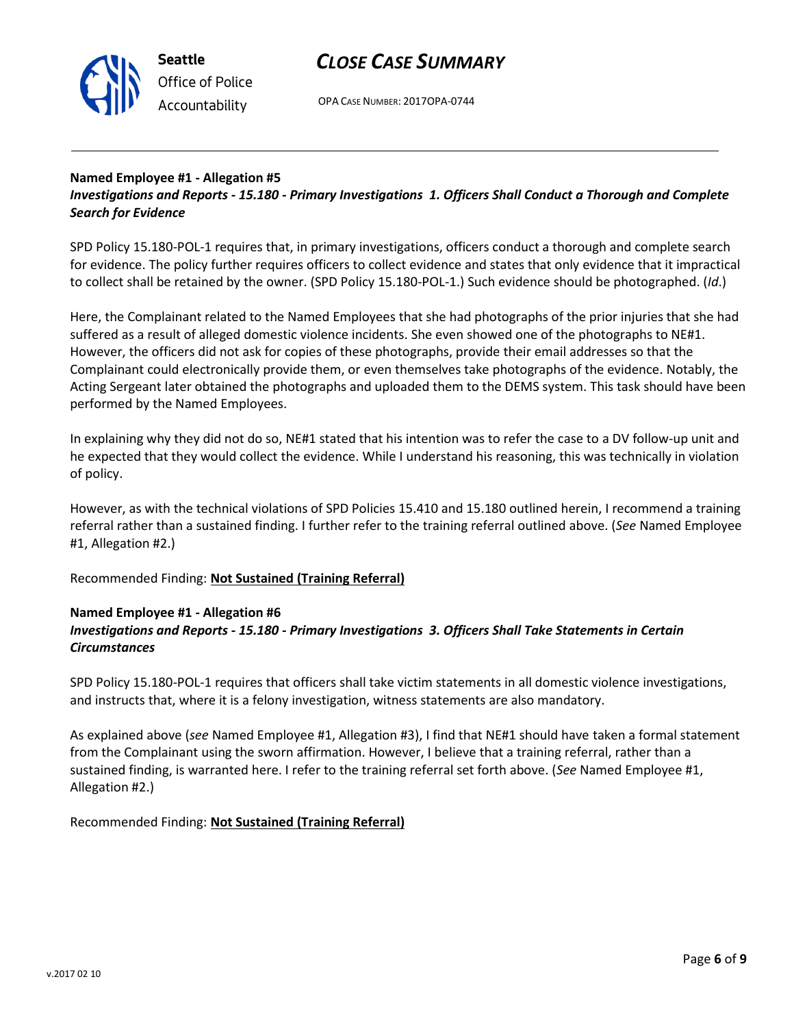**Named Employee #1 - Allegation #5**
***Investigations and Reports - 15.180 - Primary Investigations 1. Officers Shall Conduct a Thorough and Complete Search for Evidence***

SPD Policy 15.180-POL-1 requires that, in primary investigations, officers conduct a thorough and complete search for evidence. The policy further requires officers to collect evidence and states that only evidence that it impractical to collect shall be retained by the owner. (SPD Policy 15.180-POL-1.) Such evidence should be photographed. (*Id*.)

Here, the Complainant related to the Named Employees that she had photographs of the prior injuries that she had suffered as a result of alleged domestic violence incidents. She even showed one of the photographs to NE#1. However, the officers did not ask for copies of these photographs, provide their email addresses so that the Complainant could electronically provide them, or even themselves take photographs of the evidence. Notably, the Acting Sergeant later obtained the photographs and uploaded them to the DEMS system. This task should have been performed by the Named Employees.

In explaining why they did not do so, NE#1 stated that his intention was to refer the case to a DV follow-up unit and he expected that they would collect the evidence. While I understand his reasoning, this was technically in violation of policy.

However, as with the technical violations of SPD Policies 15.410 and 15.180 outlined herein, I recommend a training referral rather than a sustained finding. I further refer to the training referral outlined above. (*See* Named Employee #1, Allegation #2.)

Recommended Finding: **<u>Not Sustained (Training Referral)</u>**

**Named Employee #1 - Allegation #6**
***Investigations and Reports - 15.180 - Primary Investigations 3. Officers Shall Take Statements in Certain Circumstances***

SPD Policy 15.180-POL-1 requires that officers shall take victim statements in all domestic violence investigations, and instructs that, where it is a felony investigation, witness statements are also mandatory.

As explained above (*see* Named Employee #1, Allegation #3), I find that NE#1 should have taken a formal statement from the Complainant using the sworn affirmation. However, I believe that a training referral, rather than a sustained finding, is warranted here. I refer to the training referral set forth above. (*See* Named Employee #1, Allegation #2.)

Recommended Finding: **<u>Not Sustained (Training Referral)</u>**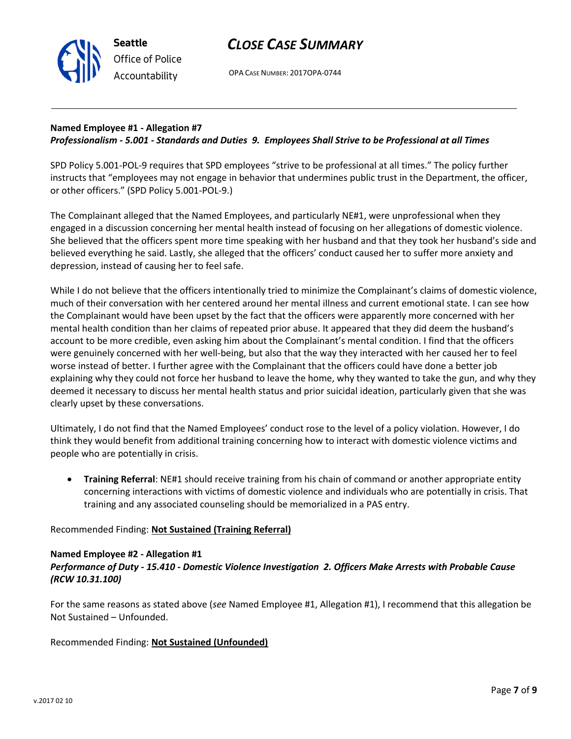**Named Employee #1 - Allegation #7**
***Professionalism - 5.001 - Standards and Duties 9. Employees Shall Strive to be Professional at all Times***

SPD Policy 5.001-POL-9 requires that SPD employees "strive to be professional at all times." The policy further instructs that "employees may not engage in behavior that undermines public trust in the Department, the officer, or other officers." (SPD Policy 5.001-POL-9.)

The Complainant alleged that the Named Employees, and particularly NE#1, were unprofessional when they engaged in a discussion concerning her mental health instead of focusing on her allegations of domestic violence. She believed that the officers spent more time speaking with her husband and that they took her husband's side and believed everything he said. Lastly, she alleged that the officers' conduct caused her to suffer more anxiety and depression, instead of causing her to feel safe.

While I do not believe that the officers intentionally tried to minimize the Complainant's claims of domestic violence, much of their conversation with her centered around her mental illness and current emotional state. I can see how the Complainant would have been upset by the fact that the officers were apparently more concerned with her mental health condition than her claims of repeated prior abuse. It appeared that they did deem the husband's account to be more credible, even asking him about the Complainant's mental condition. I find that the officers were genuinely concerned with her well-being, but also that the way they interacted with her caused her to feel worse instead of better. I further agree with the Complainant that the officers could have done a better job explaining why they could not force her husband to leave the home, why they wanted to take the gun, and why they deemed it necessary to discuss her mental health status and prior suicidal ideation, particularly given that she was clearly upset by these conversations.

Ultimately, I do not find that the Named Employees' conduct rose to the level of a policy violation. However, I do think they would benefit from additional training concerning how to interact with domestic violence victims and people who are potentially in crisis.

- **Training Referral**: NE#1 should receive training from his chain of command or another appropriate entity concerning interactions with victims of domestic violence and individuals who are potentially in crisis. That training and any associated counseling should be memorialized in a PAS entry.

Recommended Finding: **Not Sustained (Training Referral)**

**Named Employee #2 - Allegation #1**
***Performance of Duty - 15.410 - Domestic Violence Investigation 2. Officers Make Arrests with Probable Cause (RCW 10.31.100)***

For the same reasons as stated above (*see* Named Employee #1, Allegation #1), I recommend that this allegation be Not Sustained – Unfounded.

Recommended Finding: **Not Sustained (Unfounded)**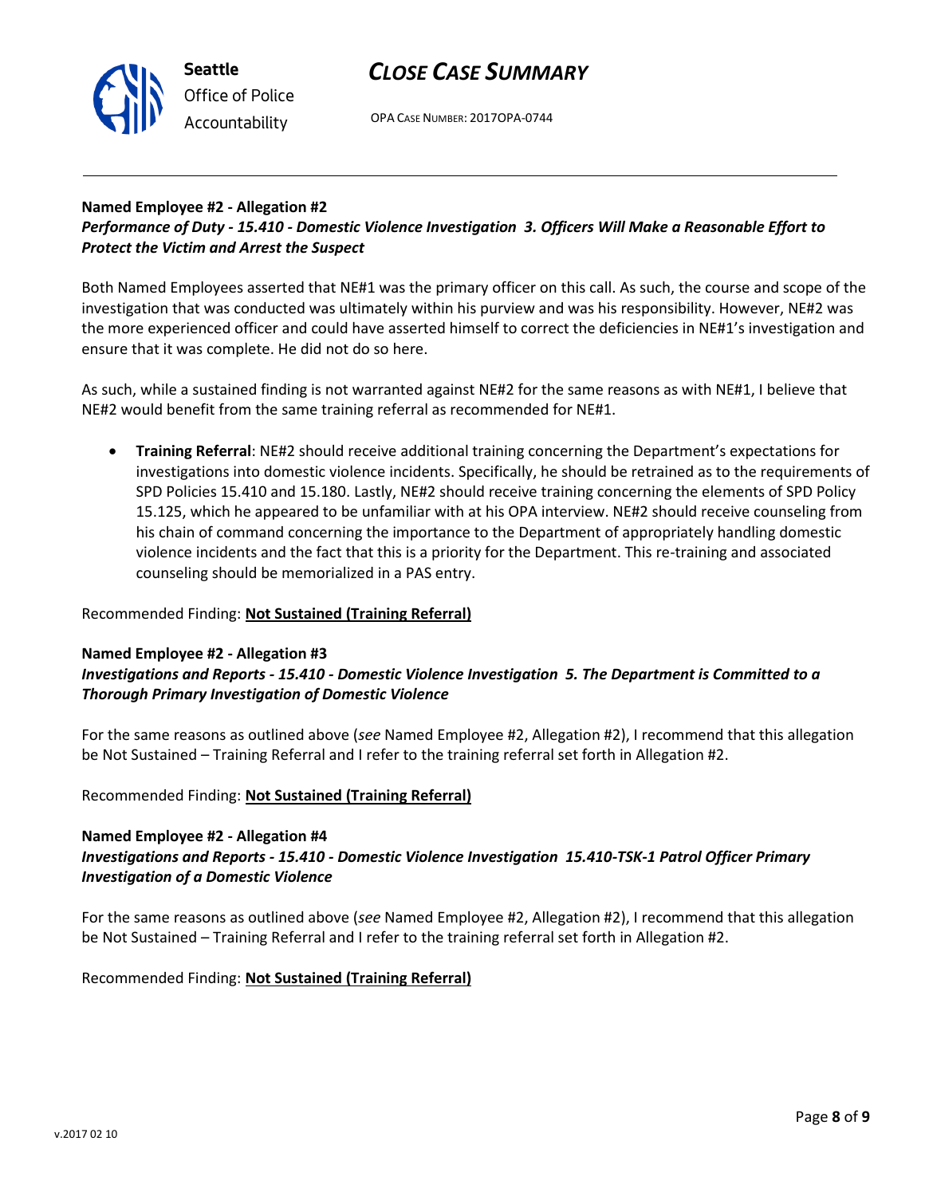**Named Employee #2 - Allegation #2**
***Performance of Duty - 15.410 - Domestic Violence Investigation 3. Officers Will Make a Reasonable Effort to Protect the Victim and Arrest the Suspect***

Both Named Employees asserted that NE#1 was the primary officer on this call. As such, the course and scope of the investigation that was conducted was ultimately within his purview and was his responsibility. However, NE#2 was the more experienced officer and could have asserted himself to correct the deficiencies in NE#1's investigation and ensure that it was complete. He did not do so here.

As such, while a sustained finding is not warranted against NE#2 for the same reasons as with NE#1, I believe that NE#2 would benefit from the same training referral as recommended for NE#1.

- **Training Referral**: NE#2 should receive additional training concerning the Department's expectations for investigations into domestic violence incidents. Specifically, he should be retrained as to the requirements of SPD Policies 15.410 and 15.180. Lastly, NE#2 should receive training concerning the elements of SPD Policy 15.125, which he appeared to be unfamiliar with at his OPA interview. NE#2 should receive counseling from his chain of command concerning the importance to the Department of appropriately handling domestic violence incidents and the fact that this is a priority for the Department. This re-training and associated counseling should be memorialized in a PAS entry.

Recommended Finding: **Not Sustained (Training Referral)**

**Named Employee #2 - Allegation #3**
***Investigations and Reports - 15.410 - Domestic Violence Investigation 5. The Department is Committed to a Thorough Primary Investigation of Domestic Violence***

For the same reasons as outlined above (*see* Named Employee #2, Allegation #2), I recommend that this allegation be Not Sustained – Training Referral and I refer to the training referral set forth in Allegation #2.

Recommended Finding: **Not Sustained (Training Referral)**

**Named Employee #2 - Allegation #4**
***Investigations and Reports - 15.410 - Domestic Violence Investigation 15.410-TSK-1 Patrol Officer Primary Investigation of a Domestic Violence***

For the same reasons as outlined above (*see* Named Employee #2, Allegation #2), I recommend that this allegation be Not Sustained – Training Referral and I refer to the training referral set forth in Allegation #2.

Recommended Finding: **Not Sustained (Training Referral)**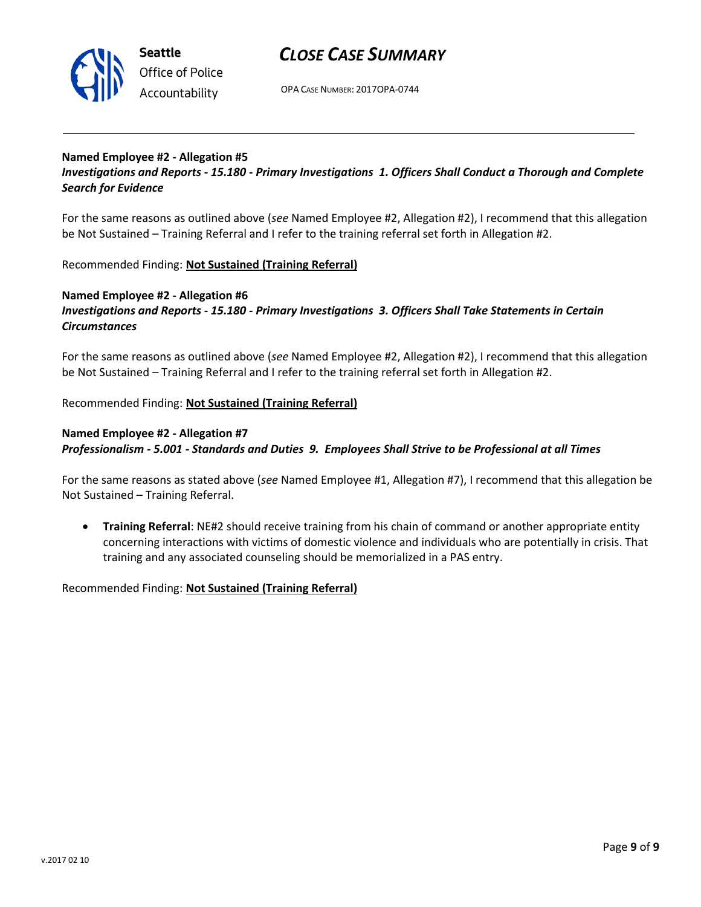**Named Employee #2 - Allegation #5**
***Investigations and Reports - 15.180 - Primary Investigations 1. Officers Shall Conduct a Thorough and Complete Search for Evidence***

For the same reasons as outlined above (*see* Named Employee #2, Allegation #2), I recommend that this allegation be Not Sustained – Training Referral and I refer to the training referral set forth in Allegation #2.

Recommended Finding: **Not Sustained (Training Referral)**

**Named Employee #2 - Allegation #6**
***Investigations and Reports - 15.180 - Primary Investigations 3. Officers Shall Take Statements in Certain Circumstances***

For the same reasons as outlined above (*see* Named Employee #2, Allegation #2), I recommend that this allegation be Not Sustained – Training Referral and I refer to the training referral set forth in Allegation #2.

Recommended Finding: **Not Sustained (Training Referral)**

**Named Employee #2 - Allegation #7**
***Professionalism - 5.001 - Standards and Duties 9. Employees Shall Strive to be Professional at all Times***

For the same reasons as stated above (*see* Named Employee #1, Allegation #7), I recommend that this allegation be Not Sustained – Training Referral.

- **Training Referral**: NE#2 should receive training from his chain of command or another appropriate entity concerning interactions with victims of domestic violence and individuals who are potentially in crisis. That training and any associated counseling should be memorialized in a PAS entry.

Recommended Finding: **Not Sustained (Training Referral)**